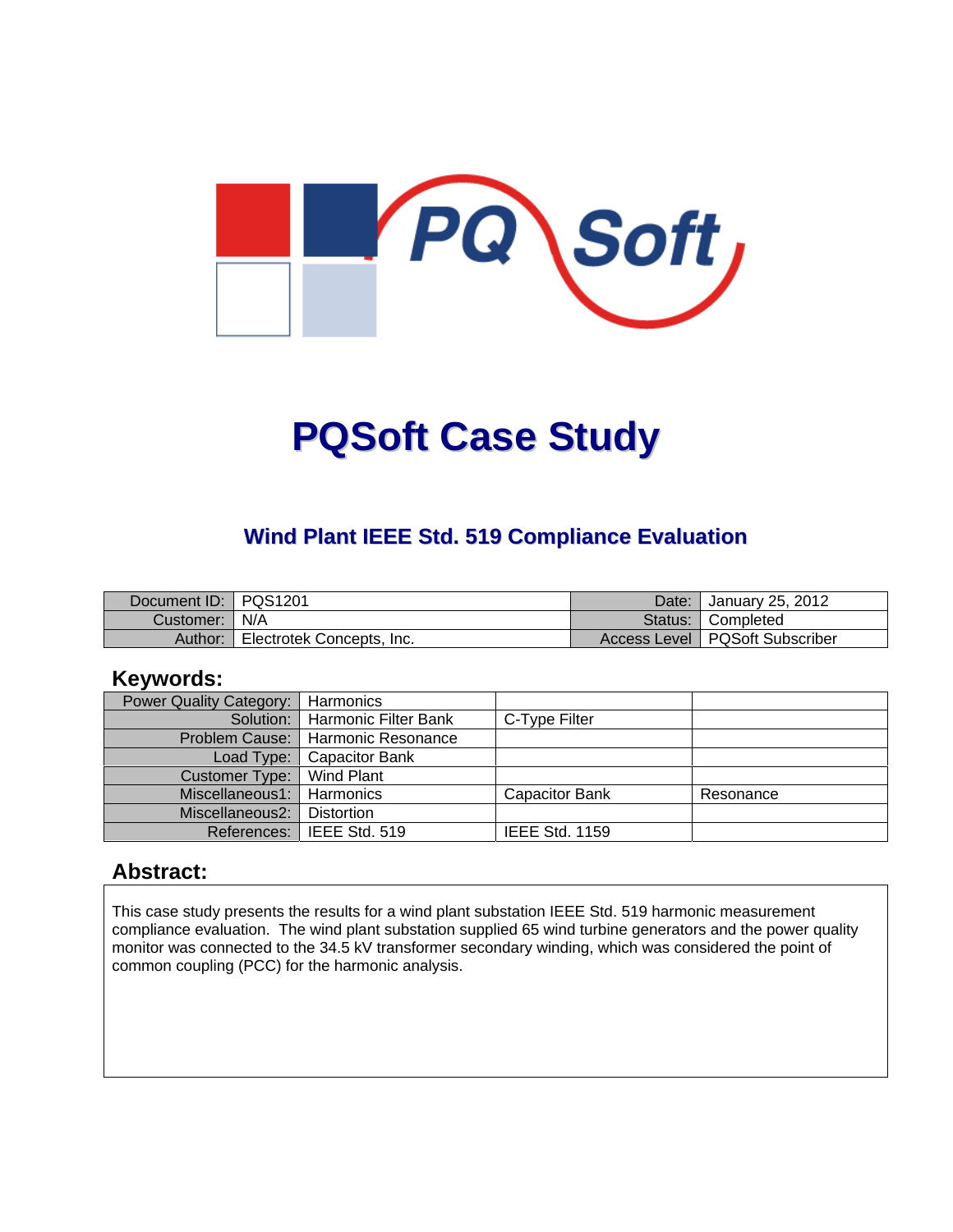# PQSoft Case Study

## Wind Plant IEEE Std. 519 Compliance Evaluation

| Document ID: | PQS1201 | Date: | January 25, 2012 |
|---|---|---|---|
| Customer: | N/A | Status: | Completed |
| Author: | Electrotek Concepts, Inc. | Access Level | PQSoft Subscriber |

## Keywords:

| Power Quality Category: | Harmonics | | |
|---|---|---|---|
| Solution: | Harmonic Filter Bank | C-Type Filter | |
| Problem Cause: | Harmonic Resonance | | |
| Load Type: | Capacitor Bank | | |
| Customer Type: | Wind Plant | | |
| Miscellaneous1: | Harmonics | Capacitor Bank | Resonance |
| Miscellaneous2: | Distortion | | |
| References: | IEEE Std. 519 | IEEE Std. 1159 | |

## Abstract:

This case study presents the results for a wind plant substation IEEE Std. 519 harmonic measurement compliance evaluation. The wind plant substation supplied 65 wind turbine generators and the power quality monitor was connected to the 34.5 kV transformer secondary winding, which was considered the point of common coupling (PCC) for the harmonic analysis.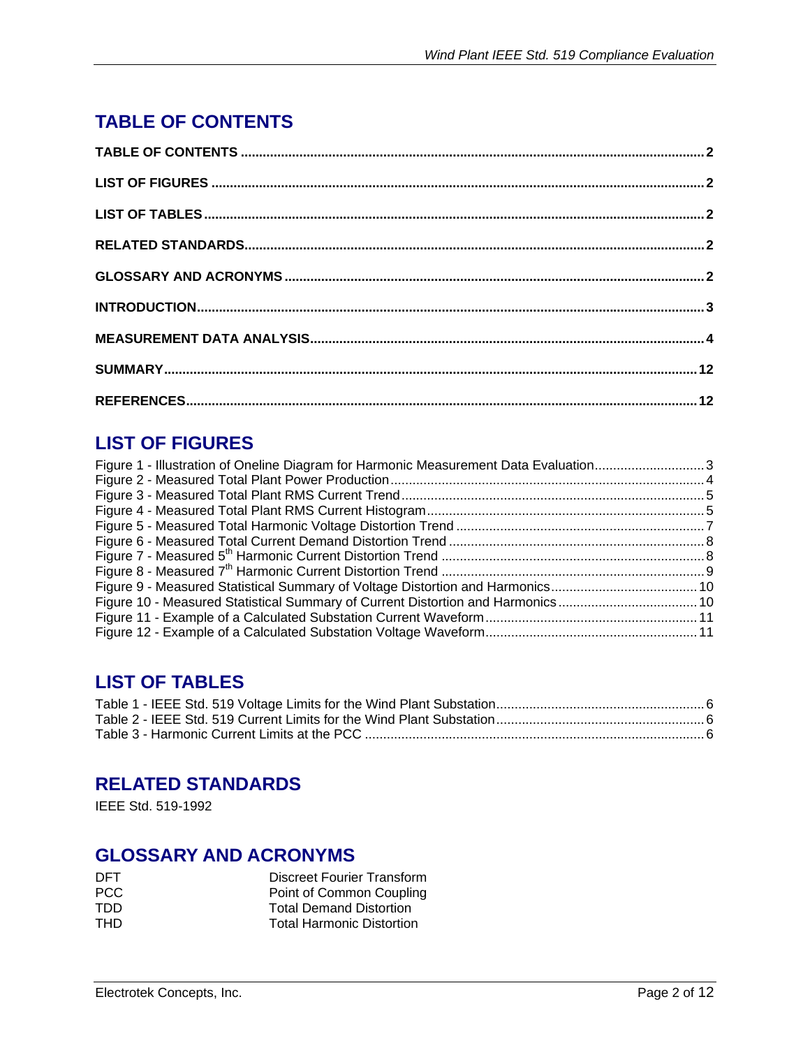# TABLE OF CONTENTS

**TABLE OF CONTENTS ..... 2**

**LIST OF FIGURES ..... 2**

**LIST OF TABLES ..... 2**

**RELATED STANDARDS ..... 2**

**GLOSSARY AND ACRONYMS ..... 2**

**INTRODUCTION ..... 3**

**MEASUREMENT DATA ANALYSIS ..... 4**

**SUMMARY ..... 12**

**REFERENCES ..... 12**

# LIST OF FIGURES

Figure 1 - Illustration of Oneline Diagram for Harmonic Measurement Data Evaluation ..... 3
Figure 2 - Measured Total Plant Power Production ..... 4
Figure 3 - Measured Total Plant RMS Current Trend ..... 5
Figure 4 - Measured Total Plant RMS Current Histogram ..... 5
Figure 5 - Measured Total Harmonic Voltage Distortion Trend ..... 7
Figure 6 - Measured Total Current Demand Distortion Trend ..... 8
Figure 7 - Measured 5th Harmonic Current Distortion Trend ..... 8
Figure 8 - Measured 7th Harmonic Current Distortion Trend ..... 9
Figure 9 - Measured Statistical Summary of Voltage Distortion and Harmonics ..... 10
Figure 10 - Measured Statistical Summary of Current Distortion and Harmonics ..... 10
Figure 11 - Example of a Calculated Substation Current Waveform ..... 11
Figure 12 - Example of a Calculated Substation Voltage Waveform ..... 11

# LIST OF TABLES

Table 1 - IEEE Std. 519 Voltage Limits for the Wind Plant Substation ..... 6
Table 2 - IEEE Std. 519 Current Limits for the Wind Plant Substation ..... 6
Table 3 - Harmonic Current Limits at the PCC ..... 6

# RELATED STANDARDS

IEEE Std. 519-1992

# GLOSSARY AND ACRONYMS

| | |
|---|---|
| DFT | Discreet Fourier Transform |
| PCC | Point of Common Coupling |
| TDD | Total Demand Distortion |
| THD | Total Harmonic Distortion |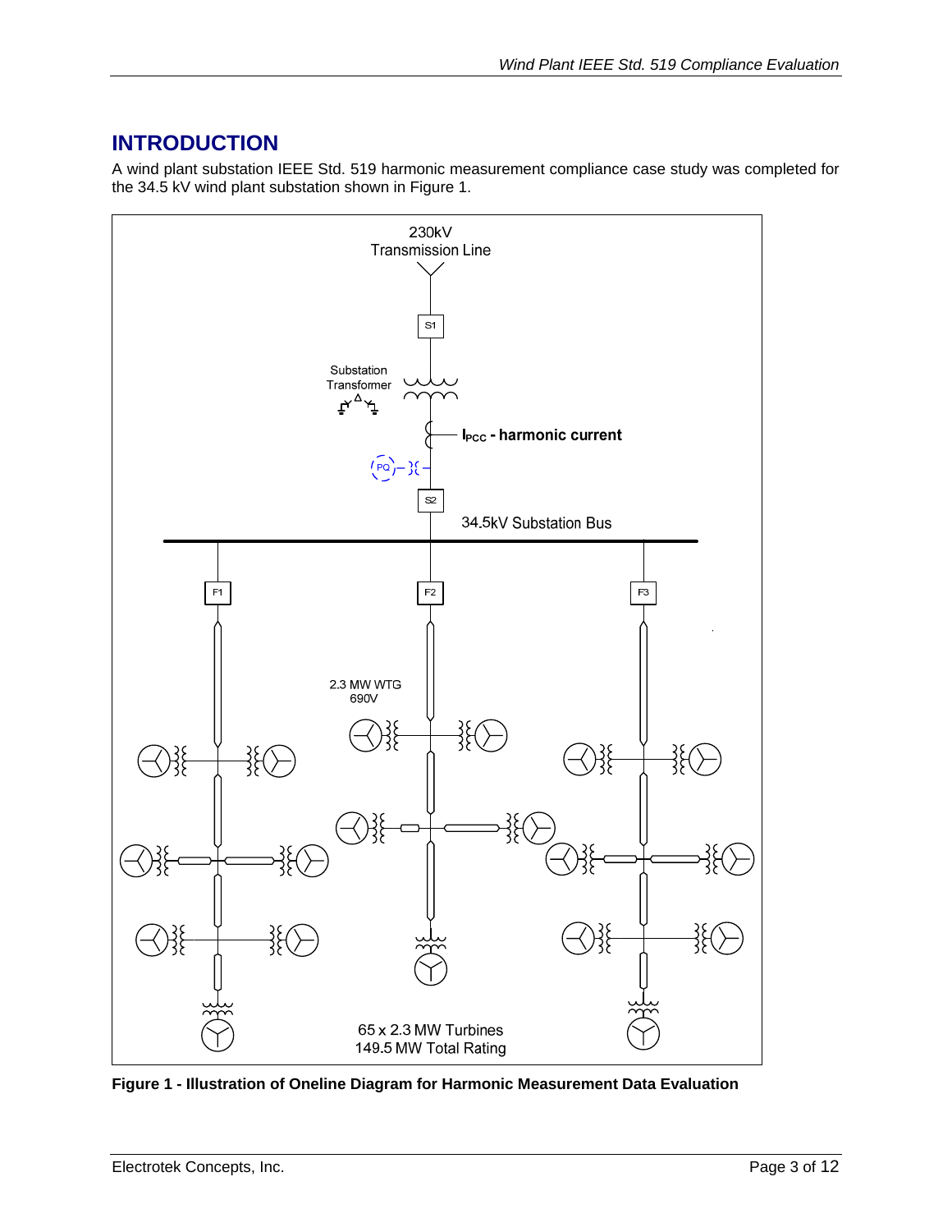# INTRODUCTION

A wind plant substation IEEE Std. 519 harmonic measurement compliance case study was completed for the 34.5 kV wind plant substation shown in Figure 1.

**Figure 1 - Illustration of Oneline Diagram for Harmonic Measurement Data Evaluation**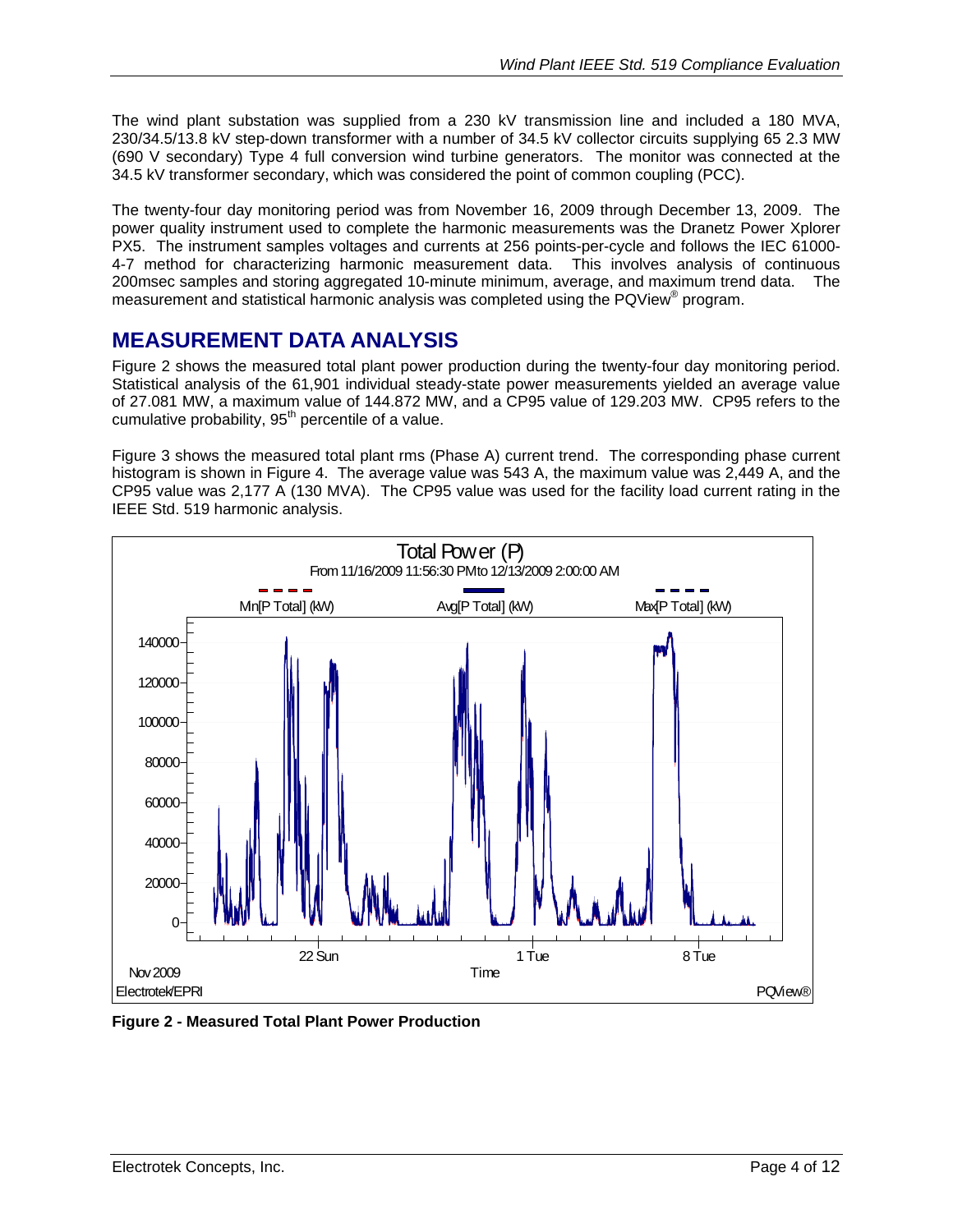The wind plant substation was supplied from a 230 kV transmission line and included a 180 MVA, 230/34.5/13.8 kV step-down transformer with a number of 34.5 kV collector circuits supplying 65 2.3 MW (690 V secondary) Type 4 full conversion wind turbine generators. The monitor was connected at the 34.5 kV transformer secondary, which was considered the point of common coupling (PCC).

The twenty-four day monitoring period was from November 16, 2009 through December 13, 2009. The power quality instrument used to complete the harmonic measurements was the Dranetz Power Xplorer PX5. The instrument samples voltages and currents at 256 points-per-cycle and follows the IEC 61000-4-7 method for characterizing harmonic measurement data. This involves analysis of continuous 200msec samples and storing aggregated 10-minute minimum, average, and maximum trend data. The measurement and statistical harmonic analysis was completed using the PQView® program.

## MEASUREMENT DATA ANALYSIS

Figure 2 shows the measured total plant power production during the twenty-four day monitoring period. Statistical analysis of the 61,901 individual steady-state power measurements yielded an average value of 27.081 MW, a maximum value of 144.872 MW, and a CP95 value of 129.203 MW. CP95 refers to the cumulative probability, 95th percentile of a value.

Figure 3 shows the measured total plant rms (Phase A) current trend. The corresponding phase current histogram is shown in Figure 4. The average value was 543 A, the maximum value was 2,449 A, and the CP95 value was 2,177 A (130 MVA). The CP95 value was used for the facility load current rating in the IEEE Std. 519 harmonic analysis.

**Figure 2 - Measured Total Plant Power Production**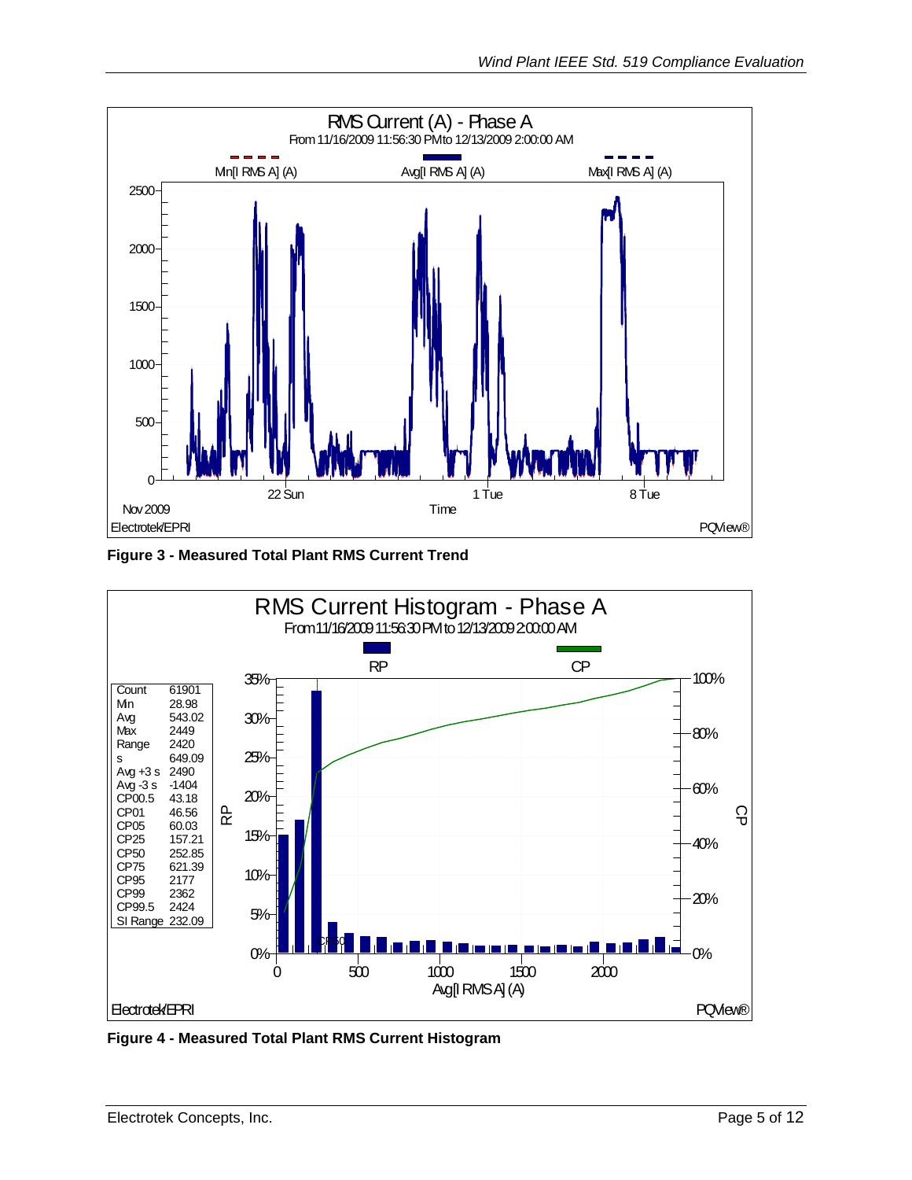**Figure 3 - Measured Total Plant RMS Current Trend**

| Count | 61901 |
| --- | --- |
| Min | 28.98 |
| Avg | 543.02 |
| Max | 2449 |
| Range | 2420 |
| s | 649.09 |
| Avg +3 s | 2490 |
| Avg -3 s | -1404 |
| CP00.5 | 43.18 |
| CP01 | 46.56 |
| CP05 | 60.03 |
| CP25 | 157.21 |
| CP50 | 252.85 |
| CP75 | 621.39 |
| CP95 | 2177 |
| CP99 | 2362 |
| CP99.5 | 2424 |
| SI Range | 232.09 |

**Figure 4 - Measured Total Plant RMS Current Histogram**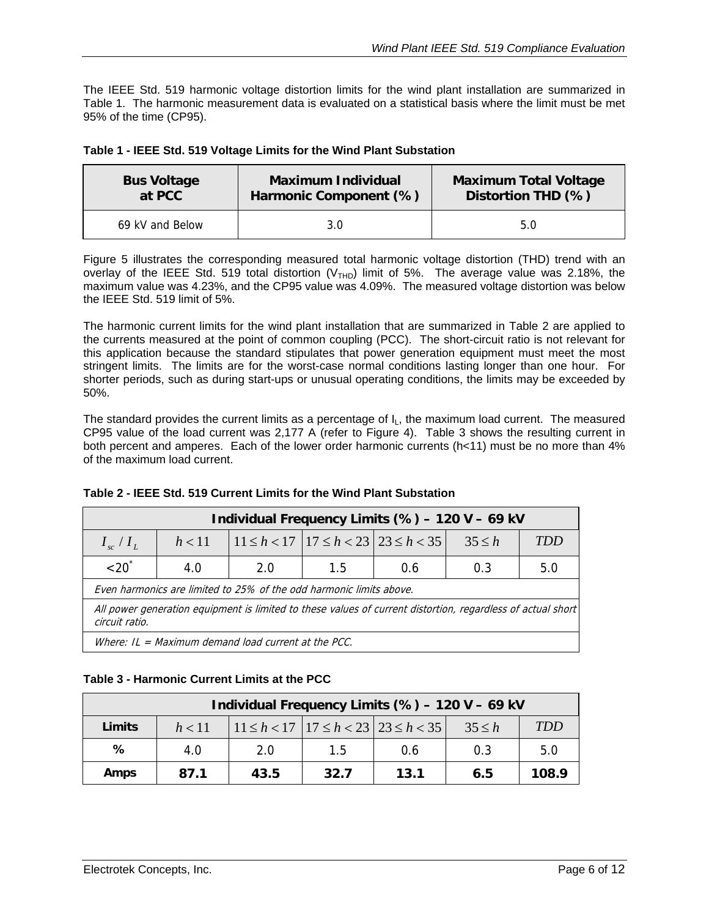The IEEE Std. 519 harmonic voltage distortion limits for the wind plant installation are summarized in Table 1. The harmonic measurement data is evaluated on a statistical basis where the limit must be met 95% of the time (CP95).

**Table 1 - IEEE Std. 519 Voltage Limits for the Wind Plant Substation**

| Bus Voltage at PCC | Maximum Individual Harmonic Component (%) | Maximum Total Voltage Distortion THD (%) |
|---|---|---|
| 69 kV and Below | 3.0 | 5.0 |

Figure 5 illustrates the corresponding measured total harmonic voltage distortion (THD) trend with an overlay of the IEEE Std. 519 total distortion ($V_{THD}$) limit of 5%. The average value was 2.18%, the maximum value was 4.23%, and the CP95 value was 4.09%. The measured voltage distortion was below the IEEE Std. 519 limit of 5%.

The harmonic current limits for the wind plant installation that are summarized in Table 2 are applied to the currents measured at the point of common coupling (PCC). The short-circuit ratio is not relevant for this application because the standard stipulates that power generation equipment must meet the most stringent limits. The limits are for the worst-case normal conditions lasting longer than one hour. For shorter periods, such as during start-ups or unusual operating conditions, the limits may be exceeded by 50%.

The standard provides the current limits as a percentage of $I_L$, the maximum load current. The measured CP95 value of the load current was 2,177 A (refer to Figure 4). Table 3 shows the resulting current in both percent and amperes. Each of the lower order harmonic currents (h<11) must be no more than 4% of the maximum load current.

**Table 2 - IEEE Std. 519 Current Limits for the Wind Plant Substation**

| Individual Frequency Limits (%) – 120 V – 69 kV | | | | | | |
|---|---|---|---|---|---|---|
| $I_{sc} / I_L$ | $h < 11$ | $11 \le h < 17$ | $17 \le h < 23$ | $23 \le h < 35$ | $35 \le h$ | $TDD$ |
| <20* | 4.0 | 2.0 | 1.5 | 0.6 | 0.3 | 5.0 |
| *Even harmonics are limited to 25% of the odd harmonic limits above.* | | | | | | |
| *All power generation equipment is limited to these values of current distortion, regardless of actual short circuit ratio.* | | | | | | |
| *Where: IL = Maximum demand load current at the PCC.* | | | | | | |

**Table 3 - Harmonic Current Limits at the PCC**

| Individual Frequency Limits (%) – 120 V – 69 kV | | | | | | |
|---|---|---|---|---|---|---|
| **Limits** | $h < 11$ | $11 \le h < 17$ | $17 \le h < 23$ | $23 \le h < 35$ | $35 \le h$ | $TDD$ |
| **%** | 4.0 | 2.0 | 1.5 | 0.6 | 0.3 | 5.0 |
| **Amps** | **87.1** | **43.5** | **32.7** | **13.1** | **6.5** | **108.9** |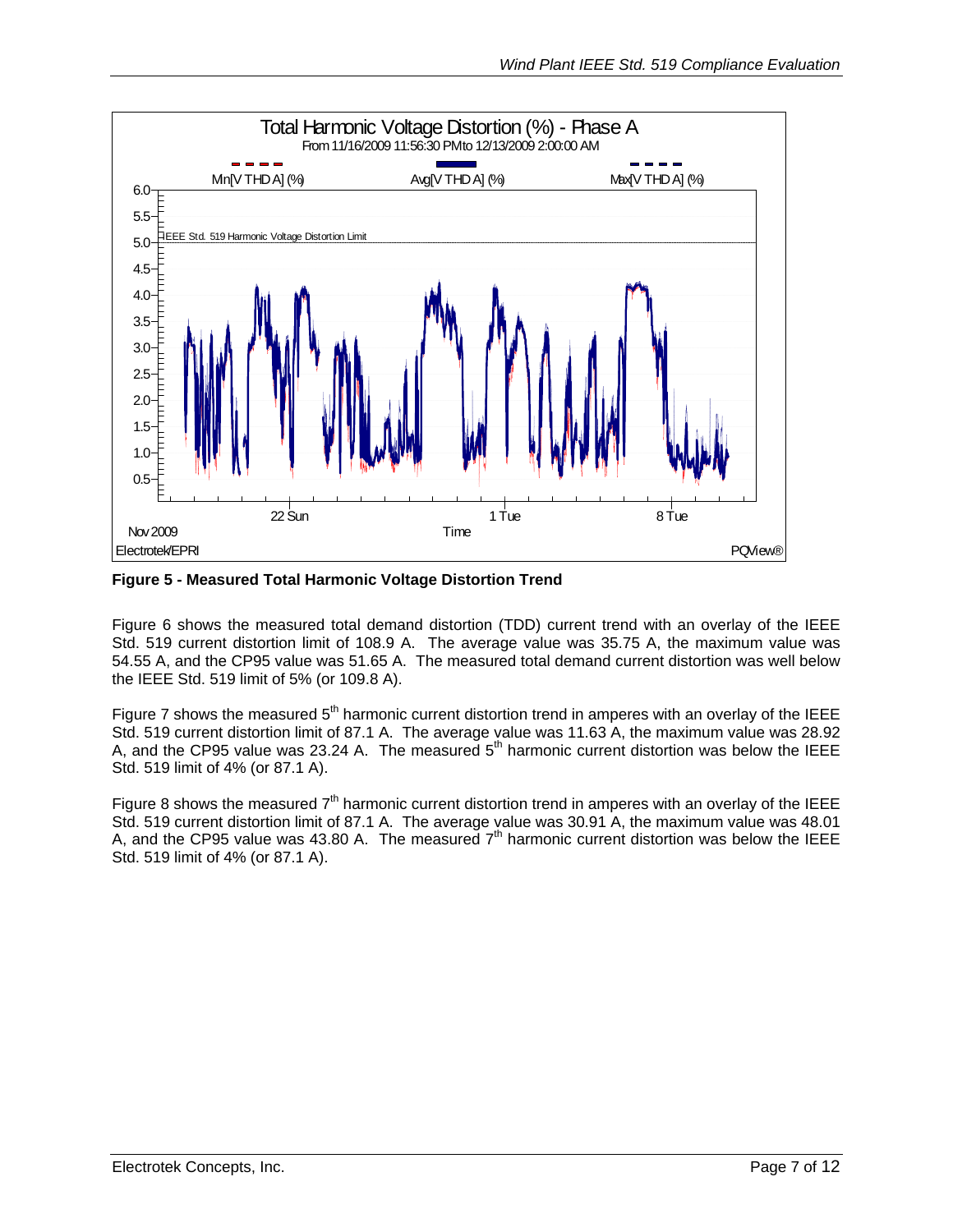**Figure 5 - Measured Total Harmonic Voltage Distortion Trend**

Figure 6 shows the measured total demand distortion (TDD) current trend with an overlay of the IEEE Std. 519 current distortion limit of 108.9 A. The average value was 35.75 A, the maximum value was 54.55 A, and the CP95 value was 51.65 A. The measured total demand current distortion was well below the IEEE Std. 519 limit of 5% (or 109.8 A).

Figure 7 shows the measured 5th harmonic current distortion trend in amperes with an overlay of the IEEE Std. 519 current distortion limit of 87.1 A. The average value was 11.63 A, the maximum value was 28.92 A, and the CP95 value was 23.24 A. The measured 5th harmonic current distortion was below the IEEE Std. 519 limit of 4% (or 87.1 A).

Figure 8 shows the measured 7th harmonic current distortion trend in amperes with an overlay of the IEEE Std. 519 current distortion limit of 87.1 A. The average value was 30.91 A, the maximum value was 48.01 A, and the CP95 value was 43.80 A. The measured 7th harmonic current distortion was below the IEEE Std. 519 limit of 4% (or 87.1 A).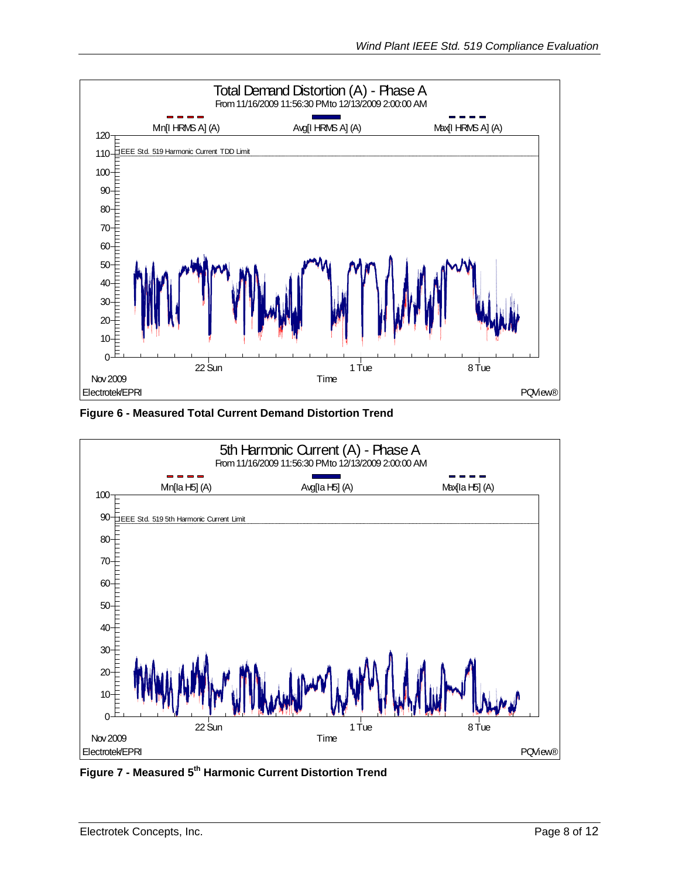**Figure 6 - Measured Total Current Demand Distortion Trend**

**Figure 7 - Measured 5th Harmonic Current Distortion Trend**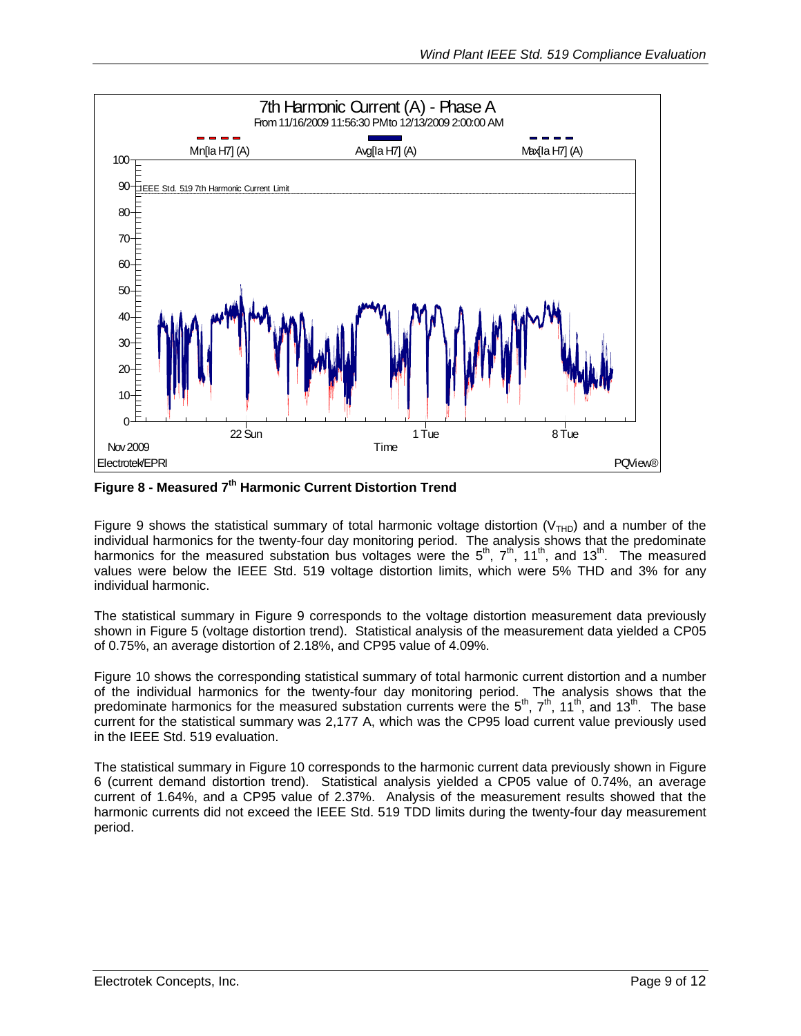**Figure 8 - Measured 7th Harmonic Current Distortion Trend**

Figure 9 shows the statistical summary of total harmonic voltage distortion ($V_{THD}$) and a number of the individual harmonics for the twenty-four day monitoring period. The analysis shows that the predominate harmonics for the measured substation bus voltages were the 5th, 7th, 11th, and 13th. The measured values were below the IEEE Std. 519 voltage distortion limits, which were 5% THD and 3% for any individual harmonic.

The statistical summary in Figure 9 corresponds to the voltage distortion measurement data previously shown in Figure 5 (voltage distortion trend). Statistical analysis of the measurement data yielded a CP05 of 0.75%, an average distortion of 2.18%, and CP95 value of 4.09%.

Figure 10 shows the corresponding statistical summary of total harmonic current distortion and a number of the individual harmonics for the twenty-four day monitoring period. The analysis shows that the predominate harmonics for the measured substation currents were the 5th, 7th, 11th, and 13th. The base current for the statistical summary was 2,177 A, which was the CP95 load current value previously used in the IEEE Std. 519 evaluation.

The statistical summary in Figure 10 corresponds to the harmonic current data previously shown in Figure 6 (current demand distortion trend). Statistical analysis yielded a CP05 value of 0.74%, an average current of 1.64%, and a CP95 value of 2.37%. Analysis of the measurement results showed that the harmonic currents did not exceed the IEEE Std. 519 TDD limits during the twenty-four day measurement period.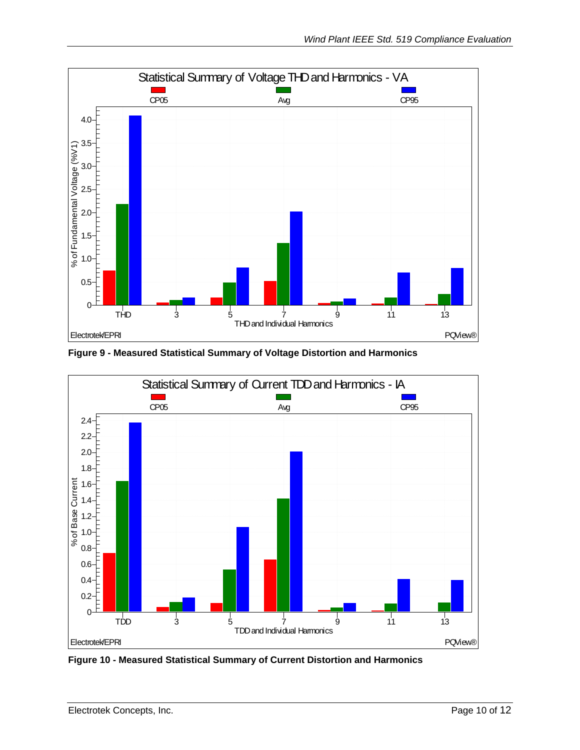**Figure 9 - Measured Statistical Summary of Voltage Distortion and Harmonics**

**Figure 10 - Measured Statistical Summary of Current Distortion and Harmonics**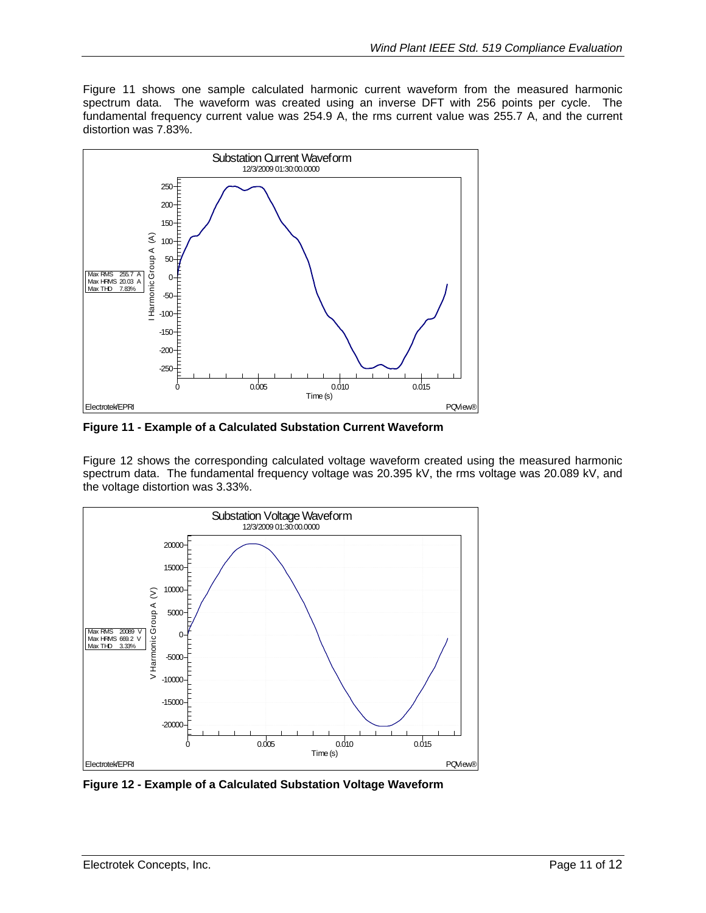Figure 11 shows one sample calculated harmonic current waveform from the measured harmonic spectrum data. The waveform was created using an inverse DFT with 256 points per cycle. The fundamental frequency current value was 254.9 A, the rms current value was 255.7 A, and the current distortion was 7.83%.

**Figure 11 - Example of a Calculated Substation Current Waveform**

Figure 12 shows the corresponding calculated voltage waveform created using the measured harmonic spectrum data. The fundamental frequency voltage was 20.395 kV, the rms voltage was 20.089 kV, and the voltage distortion was 3.33%.

**Figure 12 - Example of a Calculated Substation Voltage Waveform**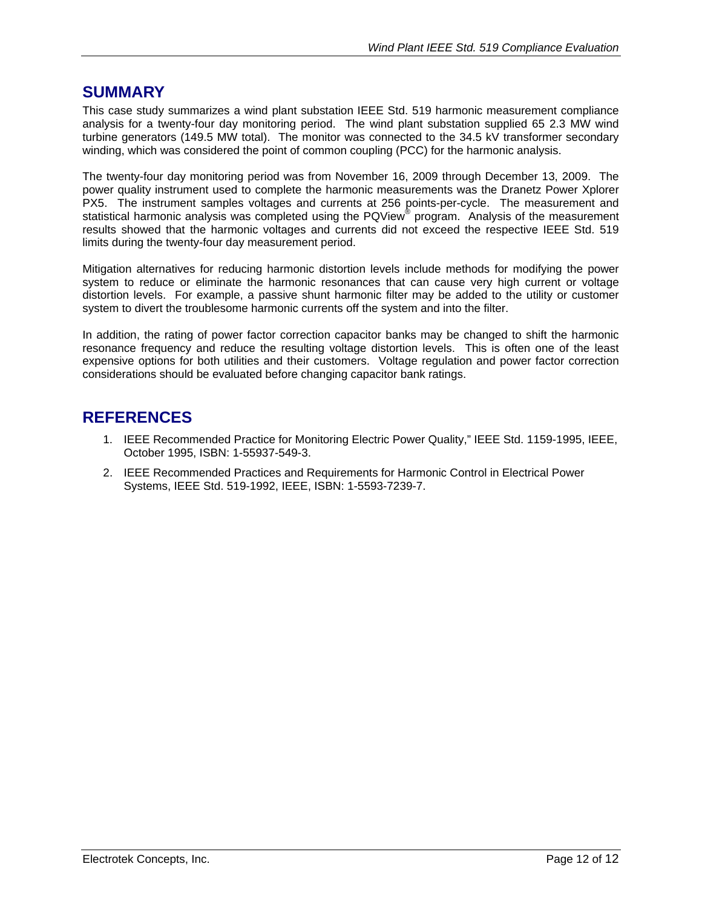## SUMMARY

This case study summarizes a wind plant substation IEEE Std. 519 harmonic measurement compliance analysis for a twenty-four day monitoring period. The wind plant substation supplied 65 2.3 MW wind turbine generators (149.5 MW total). The monitor was connected to the 34.5 kV transformer secondary winding, which was considered the point of common coupling (PCC) for the harmonic analysis.

The twenty-four day monitoring period was from November 16, 2009 through December 13, 2009. The power quality instrument used to complete the harmonic measurements was the Dranetz Power Xplorer PX5. The instrument samples voltages and currents at 256 points-per-cycle. The measurement and statistical harmonic analysis was completed using the PQView® program. Analysis of the measurement results showed that the harmonic voltages and currents did not exceed the respective IEEE Std. 519 limits during the twenty-four day measurement period.

Mitigation alternatives for reducing harmonic distortion levels include methods for modifying the power system to reduce or eliminate the harmonic resonances that can cause very high current or voltage distortion levels. For example, a passive shunt harmonic filter may be added to the utility or customer system to divert the troublesome harmonic currents off the system and into the filter.

In addition, the rating of power factor correction capacitor banks may be changed to shift the harmonic resonance frequency and reduce the resulting voltage distortion levels. This is often one of the least expensive options for both utilities and their customers. Voltage regulation and power factor correction considerations should be evaluated before changing capacitor bank ratings.

## REFERENCES

1. IEEE Recommended Practice for Monitoring Electric Power Quality," IEEE Std. 1159-1995, IEEE, October 1995, ISBN: 1-55937-549-3.
2. IEEE Recommended Practices and Requirements for Harmonic Control in Electrical Power Systems, IEEE Std. 519-1992, IEEE, ISBN: 1-5593-7239-7.